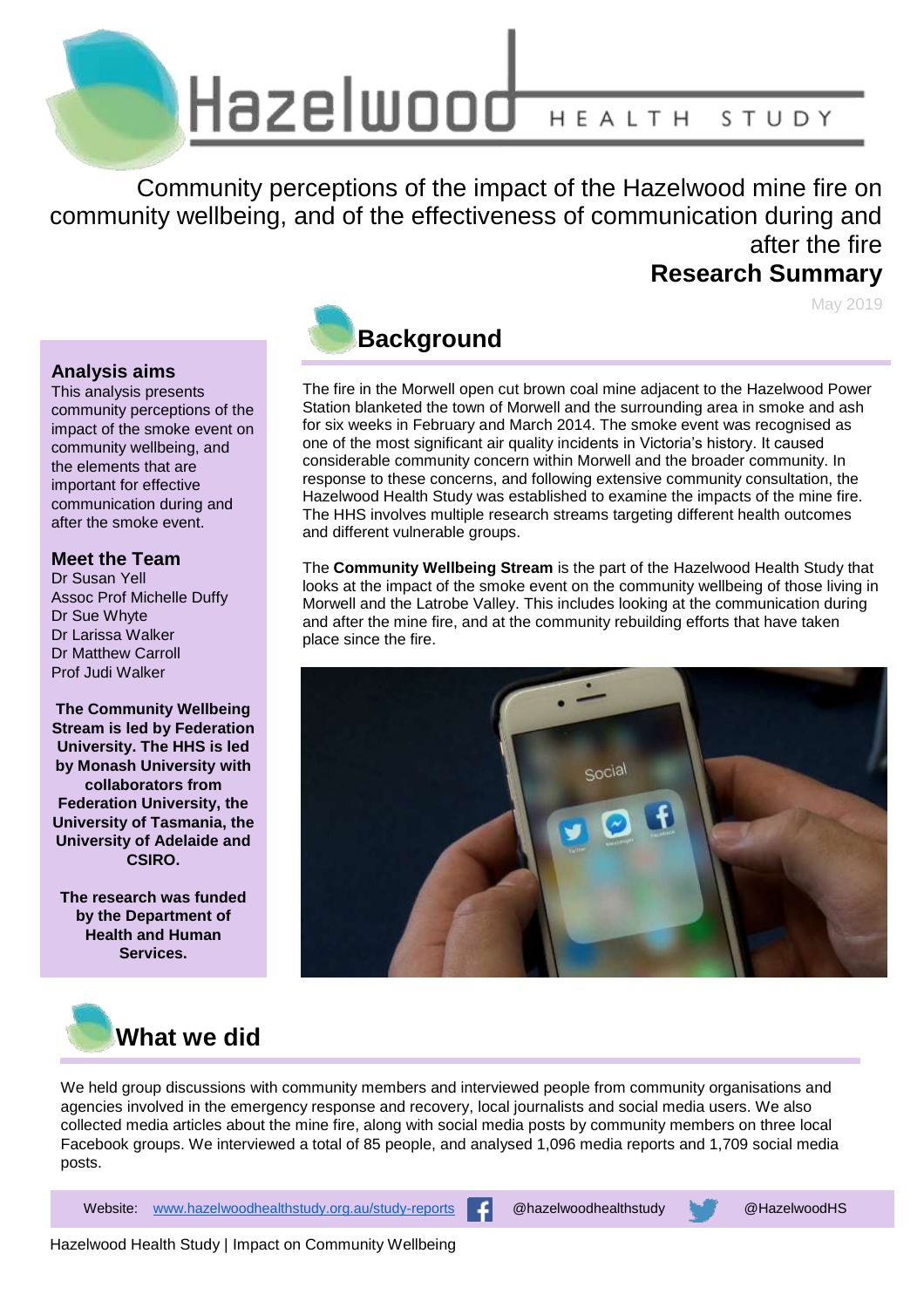# Hazelwood HEALTH STUDY

## Community perceptions of the impact of the Hazelwood mine fire on community wellbeing, and of the effectiveness of communication during and after the fire

## Research Summary

May 2019

### Analysis aims

This analysis presents community perceptions of the impact of the smoke event on community wellbeing, and the elements that are important for effective communication during and after the smoke event.

### Meet the Team

Dr Susan Yell
Assoc Prof Michelle Duffy
Dr Sue Whyte
Dr Larissa Walker
Dr Matthew Carroll
Prof Judi Walker

**The Community Wellbeing Stream is led by Federation University. The HHS is led by Monash University with collaborators from Federation University, the University of Tasmania, the University of Adelaide and CSIRO.**

**The research was funded by the Department of Health and Human Services.**

## Background

The fire in the Morwell open cut brown coal mine adjacent to the Hazelwood Power Station blanketed the town of Morwell and the surrounding area in smoke and ash for six weeks in February and March 2014. The smoke event was recognised as one of the most significant air quality incidents in Victoria's history. It caused considerable community concern within Morwell and the broader community. In response to these concerns, and following extensive community consultation, the Hazelwood Health Study was established to examine the impacts of the mine fire. The HHS involves multiple research streams targeting different health outcomes and different vulnerable groups.

The **Community Wellbeing Stream** is the part of the Hazelwood Health Study that looks at the impact of the smoke event on the community wellbeing of those living in Morwell and the Latrobe Valley. This includes looking at the communication during and after the mine fire, and at the community rebuilding efforts that have taken place since the fire.

## What we did

We held group discussions with community members and interviewed people from community organisations and agencies involved in the emergency response and recovery, local journalists and social media users. We also collected media articles about the mine fire, along with social media posts by community members on three local Facebook groups. We interviewed a total of 85 people, and analysed 1,096 media reports and 1,709 social media posts.

Website: www.hazelwoodhealthstudy.org.au/study-reports @hazelwoodhealthstudy @HazelwoodHS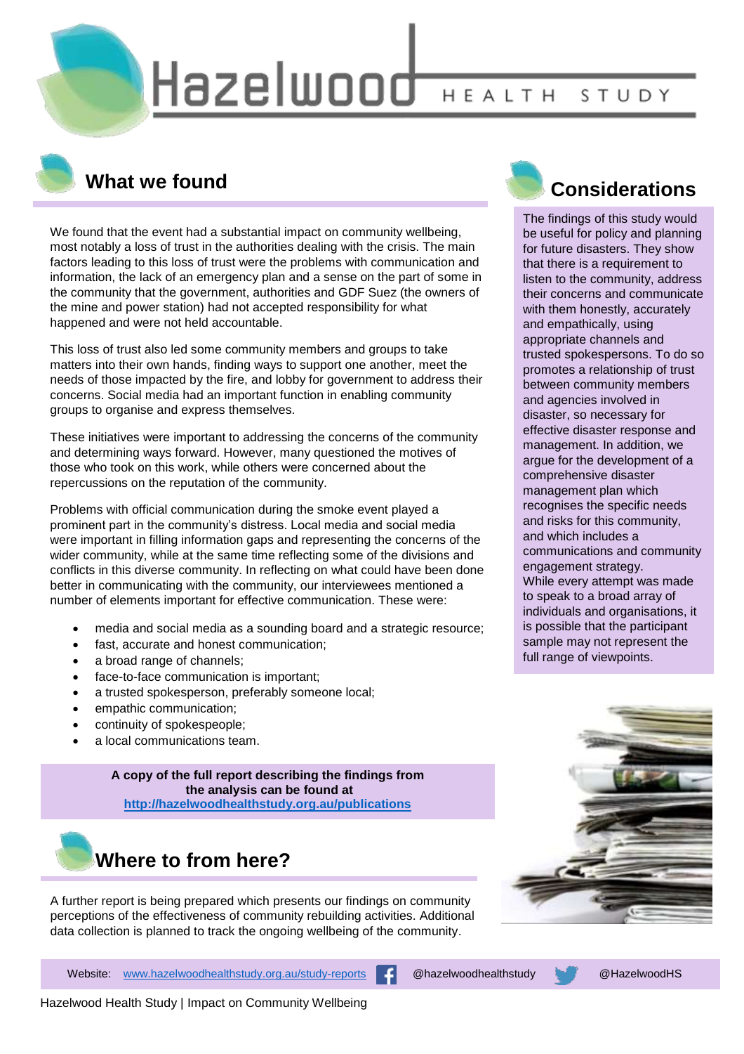# Hazelwood HEALTH STUDY

## What we found

We found that the event had a substantial impact on community wellbeing, most notably a loss of trust in the authorities dealing with the crisis. The main factors leading to this loss of trust were the problems with communication and information, the lack of an emergency plan and a sense on the part of some in the community that the government, authorities and GDF Suez (the owners of the mine and power station) had not accepted responsibility for what happened and were not held accountable.

This loss of trust also led some community members and groups to take matters into their own hands, finding ways to support one another, meet the needs of those impacted by the fire, and lobby for government to address their concerns. Social media had an important function in enabling community groups to organise and express themselves.

These initiatives were important to addressing the concerns of the community and determining ways forward. However, many questioned the motives of those who took on this work, while others were concerned about the repercussions on the reputation of the community.

Problems with official communication during the smoke event played a prominent part in the community's distress. Local media and social media were important in filling information gaps and representing the concerns of the wider community, while at the same time reflecting some of the divisions and conflicts in this diverse community. In reflecting on what could have been done better in communicating with the community, our interviewees mentioned a number of elements important for effective communication. These were:

- media and social media as a sounding board and a strategic resource;
- fast, accurate and honest communication;
- a broad range of channels;
- face-to-face communication is important;
- a trusted spokesperson, preferably someone local;
- empathic communication;
- continuity of spokespeople;
- a local communications team.

**A copy of the full report describing the findings from the analysis can be found at [http://hazelwoodhealthstudy.org.au/publications](http://hazelwoodhealthstudy.org.au/publications)**

## Where to from here?

A further report is being prepared which presents our findings on community perceptions of the effectiveness of community rebuilding activities. Additional data collection is planned to track the ongoing wellbeing of the community.

## Considerations

The findings of this study would be useful for policy and planning for future disasters. They show that there is a requirement to listen to the community, address their concerns and communicate with them honestly, accurately and empathically, using appropriate channels and trusted spokespersons. To do so promotes a relationship of trust between community members and agencies involved in disaster, so necessary for effective disaster response and management. In addition, we argue for the development of a comprehensive disaster management plan which recognises the specific needs and risks for this community, and which includes a communications and community engagement strategy.

While every attempt was made to speak to a broad array of individuals and organisations, it is possible that the participant sample may not represent the full range of viewpoints.

Website: [www.hazelwoodhealthstudy.org.au/study-reports](www.hazelwoodhealthstudy.org.au/study-reports) @hazelwoodhealthstudy @HazelwoodHS